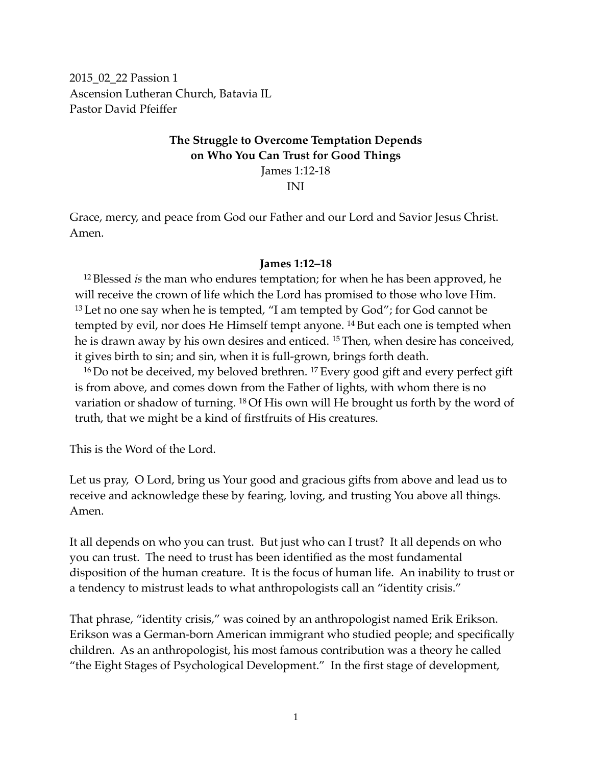2015_02_22 Passion 1
Ascension Lutheran Church, Batavia IL
Pastor David Pfeiffer

**The Struggle to Overcome Temptation Depends on Who You Can Trust for Good Things**

James 1:12-18

INI

Grace, mercy, and peace from God our Father and our Lord and Savior Jesus Christ. Amen.

**James 1:12–18**

[12] Blessed *is* the man who endures temptation; for when he has been approved, he will receive the crown of life which the Lord has promised to those who love Him. [13] Let no one say when he is tempted, "I am tempted by God"; for God cannot be tempted by evil, nor does He Himself tempt anyone. [14] But each one is tempted when he is drawn away by his own desires and enticed. [15] Then, when desire has conceived, it gives birth to sin; and sin, when it is full-grown, brings forth death.

[16] Do not be deceived, my beloved brethren. [17] Every good gift and every perfect gift is from above, and comes down from the Father of lights, with whom there is no variation or shadow of turning. [18] Of His own will He brought us forth by the word of truth, that we might be a kind of firstfruits of His creatures.

This is the Word of the Lord.

Let us pray, O Lord, bring us Your good and gracious gifts from above and lead us to receive and acknowledge these by fearing, loving, and trusting You above all things. Amen.

It all depends on who you can trust. But just who can I trust? It all depends on who you can trust. The need to trust has been identified as the most fundamental disposition of the human creature. It is the focus of human life. An inability to trust or a tendency to mistrust leads to what anthropologists call an "identity crisis."

That phrase, "identity crisis," was coined by an anthropologist named Erik Erikson. Erikson was a German-born American immigrant who studied people; and specifically children. As an anthropologist, his most famous contribution was a theory he called "the Eight Stages of Psychological Development." In the first stage of development,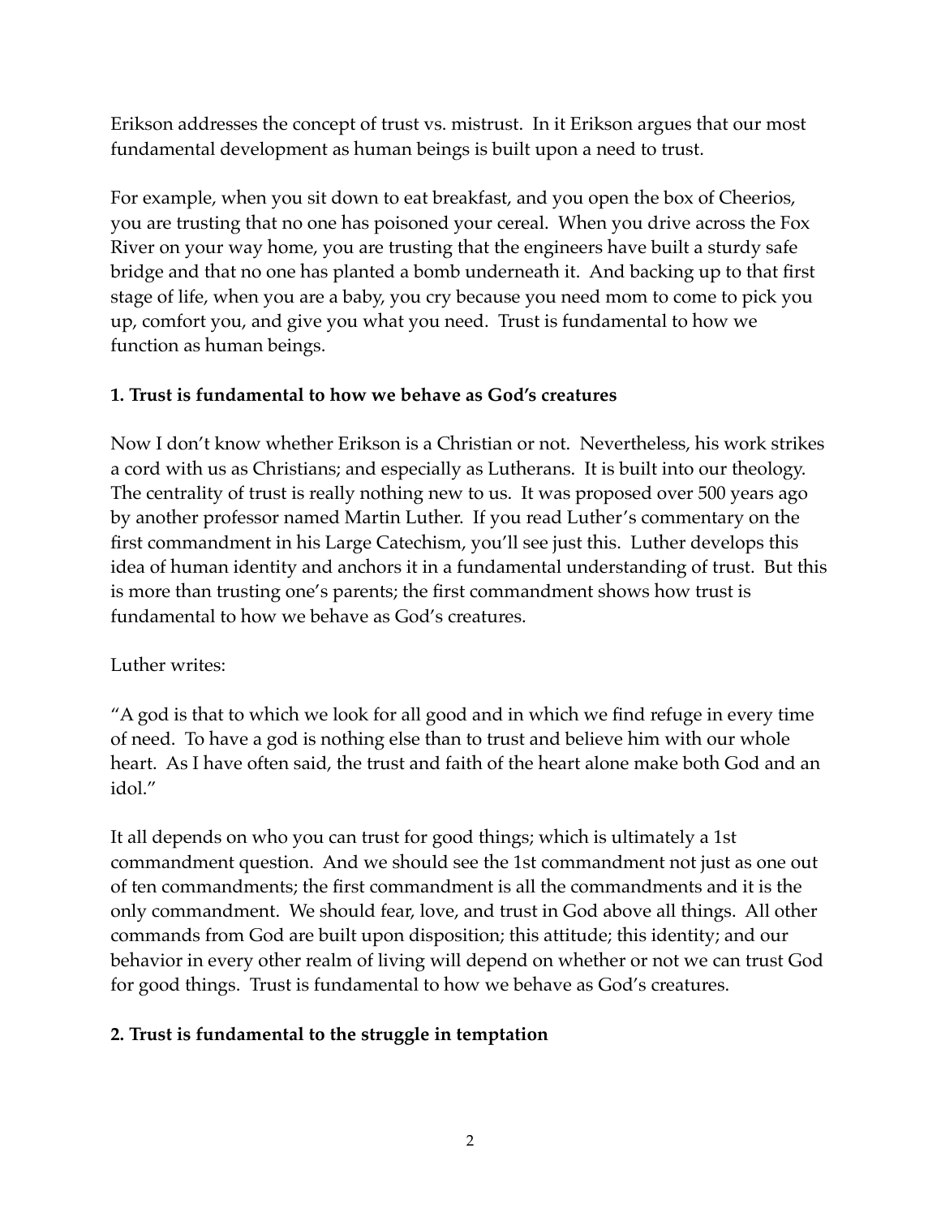Erikson addresses the concept of trust vs. mistrust. In it Erikson argues that our most fundamental development as human beings is built upon a need to trust.

For example, when you sit down to eat breakfast, and you open the box of Cheerios, you are trusting that no one has poisoned your cereal. When you drive across the Fox River on your way home, you are trusting that the engineers have built a sturdy safe bridge and that no one has planted a bomb underneath it. And backing up to that first stage of life, when you are a baby, you cry because you need mom to come to pick you up, comfort you, and give you what you need. Trust is fundamental to how we function as human beings.

**1. Trust is fundamental to how we behave as God's creatures**

Now I don't know whether Erikson is a Christian or not. Nevertheless, his work strikes a cord with us as Christians; and especially as Lutherans. It is built into our theology. The centrality of trust is really nothing new to us. It was proposed over 500 years ago by another professor named Martin Luther. If you read Luther's commentary on the first commandment in his Large Catechism, you'll see just this. Luther develops this idea of human identity and anchors it in a fundamental understanding of trust. But this is more than trusting one's parents; the first commandment shows how trust is fundamental to how we behave as God's creatures.

Luther writes:

"A god is that to which we look for all good and in which we find refuge in every time of need. To have a god is nothing else than to trust and believe him with our whole heart. As I have often said, the trust and faith of the heart alone make both God and an idol."

It all depends on who you can trust for good things; which is ultimately a 1st commandment question. And we should see the 1st commandment not just as one out of ten commandments; the first commandment is all the commandments and it is the only commandment. We should fear, love, and trust in God above all things. All other commands from God are built upon disposition; this attitude; this identity; and our behavior in every other realm of living will depend on whether or not we can trust God for good things. Trust is fundamental to how we behave as God's creatures.

**2. Trust is fundamental to the struggle in temptation**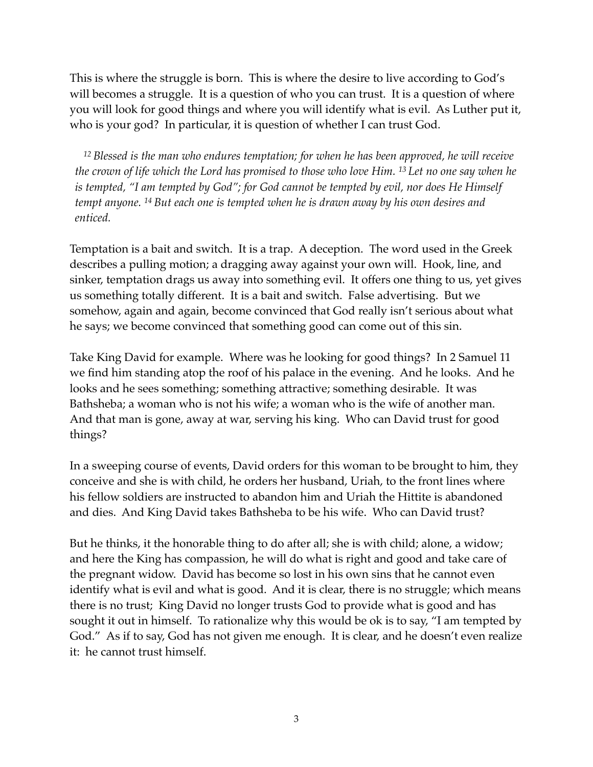This is where the struggle is born. This is where the desire to live according to God's will becomes a struggle. It is a question of who you can trust. It is a question of where you will look for good things and where you will identify what is evil. As Luther put it, who is your god? In particular, it is question of whether I can trust God.

> *[12] Blessed is the man who endures temptation; for when he has been approved, he will receive the crown of life which the Lord has promised to those who love Him. [13] Let no one say when he is tempted, "I am tempted by God"; for God cannot be tempted by evil, nor does He Himself tempt anyone. [14] But each one is tempted when he is drawn away by his own desires and enticed.*

Temptation is a bait and switch. It is a trap. A deception. The word used in the Greek describes a pulling motion; a dragging away against your own will. Hook, line, and sinker, temptation drags us away into something evil. It offers one thing to us, yet gives us something totally different. It is a bait and switch. False advertising. But we somehow, again and again, become convinced that God really isn't serious about what he says; we become convinced that something good can come out of this sin.

Take King David for example. Where was he looking for good things? In 2 Samuel 11 we find him standing atop the roof of his palace in the evening. And he looks. And he looks and he sees something; something attractive; something desirable. It was Bathsheba; a woman who is not his wife; a woman who is the wife of another man. And that man is gone, away at war, serving his king. Who can David trust for good things?

In a sweeping course of events, David orders for this woman to be brought to him, they conceive and she is with child, he orders her husband, Uriah, to the front lines where his fellow soldiers are instructed to abandon him and Uriah the Hittite is abandoned and dies. And King David takes Bathsheba to be his wife. Who can David trust?

But he thinks, it the honorable thing to do after all; she is with child; alone, a widow; and here the King has compassion, he will do what is right and good and take care of the pregnant widow. David has become so lost in his own sins that he cannot even identify what is evil and what is good. And it is clear, there is no struggle; which means there is no trust; King David no longer trusts God to provide what is good and has sought it out in himself. To rationalize why this would be ok is to say, "I am tempted by God." As if to say, God has not given me enough. It is clear, and he doesn't even realize it: he cannot trust himself.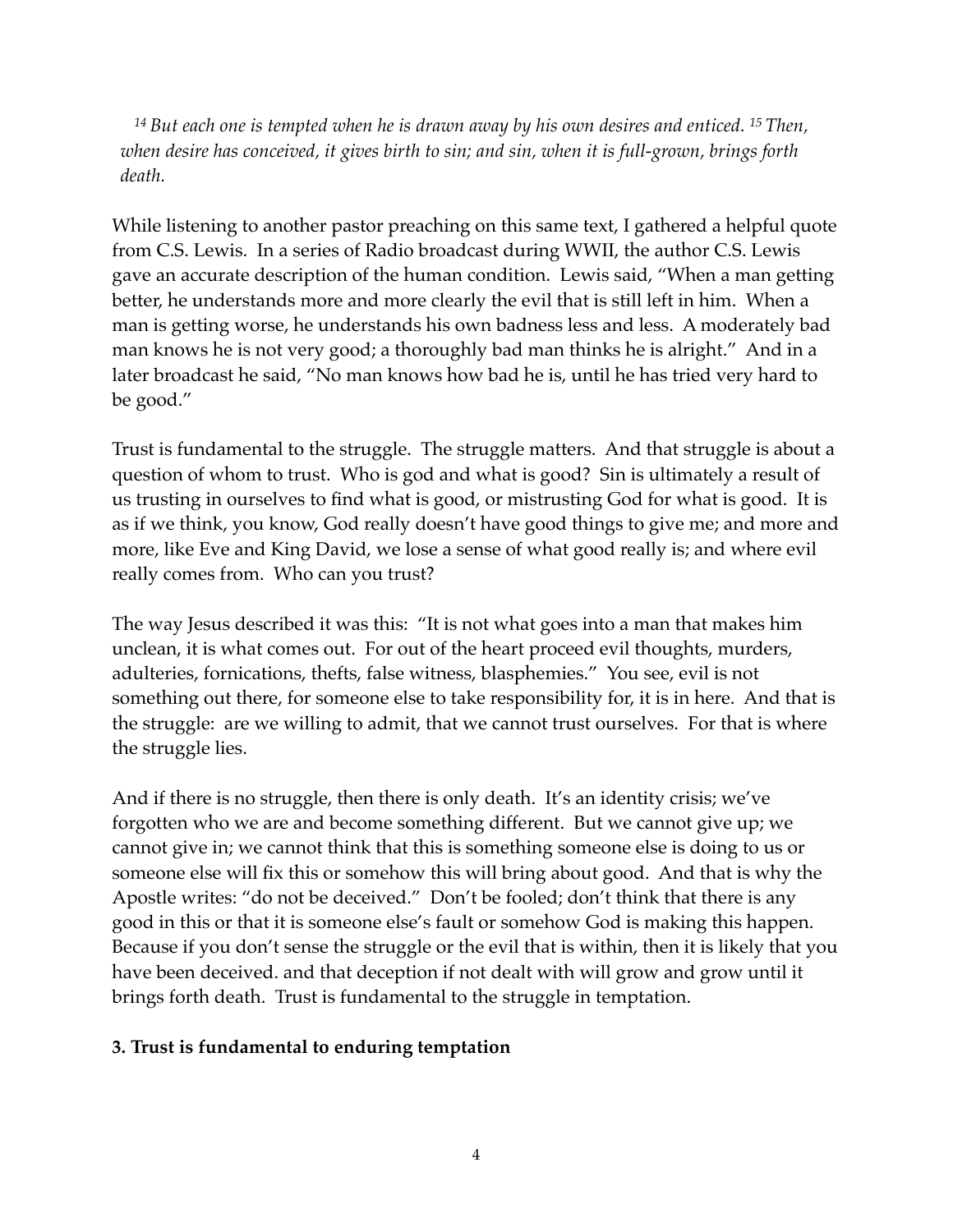*[14] But each one is tempted when he is drawn away by his own desires and enticed. [15] Then, when desire has conceived, it gives birth to sin; and sin, when it is full-grown, brings forth death.*

While listening to another pastor preaching on this same text, I gathered a helpful quote from C.S. Lewis. In a series of Radio broadcast during WWII, the author C.S. Lewis gave an accurate description of the human condition. Lewis said, "When a man getting better, he understands more and more clearly the evil that is still left in him. When a man is getting worse, he understands his own badness less and less. A moderately bad man knows he is not very good; a thoroughly bad man thinks he is alright." And in a later broadcast he said, "No man knows how bad he is, until he has tried very hard to be good."

Trust is fundamental to the struggle. The struggle matters. And that struggle is about a question of whom to trust. Who is god and what is good? Sin is ultimately a result of us trusting in ourselves to find what is good, or mistrusting God for what is good. It is as if we think, you know, God really doesn't have good things to give me; and more and more, like Eve and King David, we lose a sense of what good really is; and where evil really comes from. Who can you trust?

The way Jesus described it was this: "It is not what goes into a man that makes him unclean, it is what comes out. For out of the heart proceed evil thoughts, murders, adulteries, fornications, thefts, false witness, blasphemies." You see, evil is not something out there, for someone else to take responsibility for, it is in here. And that is the struggle: are we willing to admit, that we cannot trust ourselves. For that is where the struggle lies.

And if there is no struggle, then there is only death. It's an identity crisis; we've forgotten who we are and become something different. But we cannot give up; we cannot give in; we cannot think that this is something someone else is doing to us or someone else will fix this or somehow this will bring about good. And that is why the Apostle writes: "do not be deceived." Don't be fooled; don't think that there is any good in this or that it is someone else's fault or somehow God is making this happen. Because if you don't sense the struggle or the evil that is within, then it is likely that you have been deceived. and that deception if not dealt with will grow and grow until it brings forth death. Trust is fundamental to the struggle in temptation.

**3. Trust is fundamental to enduring temptation**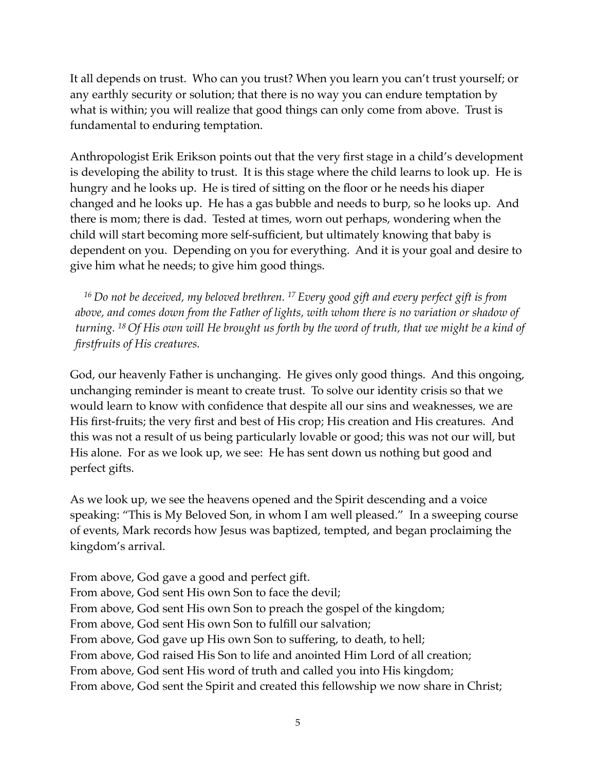It all depends on trust. Who can you trust? When you learn you can't trust yourself; or any earthly security or solution; that there is no way you can endure temptation by what is within; you will realize that good things can only come from above. Trust is fundamental to enduring temptation.

Anthropologist Erik Erikson points out that the very first stage in a child's development is developing the ability to trust. It is this stage where the child learns to look up. He is hungry and he looks up. He is tired of sitting on the floor or he needs his diaper changed and he looks up. He has a gas bubble and needs to burp, so he looks up. And there is mom; there is dad. Tested at times, worn out perhaps, wondering when the child will start becoming more self-sufficient, but ultimately knowing that baby is dependent on you. Depending on you for everything. And it is your goal and desire to give him what he needs; to give him good things.

> *[16] Do not be deceived, my beloved brethren. [17] Every good gift and every perfect gift is from above, and comes down from the Father of lights, with whom there is no variation or shadow of turning. [18] Of His own will He brought us forth by the word of truth, that we might be a kind of firstfruits of His creatures.*

God, our heavenly Father is unchanging. He gives only good things. And this ongoing, unchanging reminder is meant to create trust. To solve our identity crisis so that we would learn to know with confidence that despite all our sins and weaknesses, we are His first-fruits; the very first and best of His crop; His creation and His creatures. And this was not a result of us being particularly lovable or good; this was not our will, but His alone. For as we look up, we see: He has sent down us nothing but good and perfect gifts.

As we look up, we see the heavens opened and the Spirit descending and a voice speaking: "This is My Beloved Son, in whom I am well pleased." In a sweeping course of events, Mark records how Jesus was baptized, tempted, and began proclaiming the kingdom's arrival.

From above, God gave a good and perfect gift.
From above, God sent His own Son to face the devil;
From above, God sent His own Son to preach the gospel of the kingdom;
From above, God sent His own Son to fulfill our salvation;
From above, God gave up His own Son to suffering, to death, to hell;
From above, God raised His Son to life and anointed Him Lord of all creation;
From above, God sent His word of truth and called you into His kingdom;
From above, God sent the Spirit and created this fellowship we now share in Christ;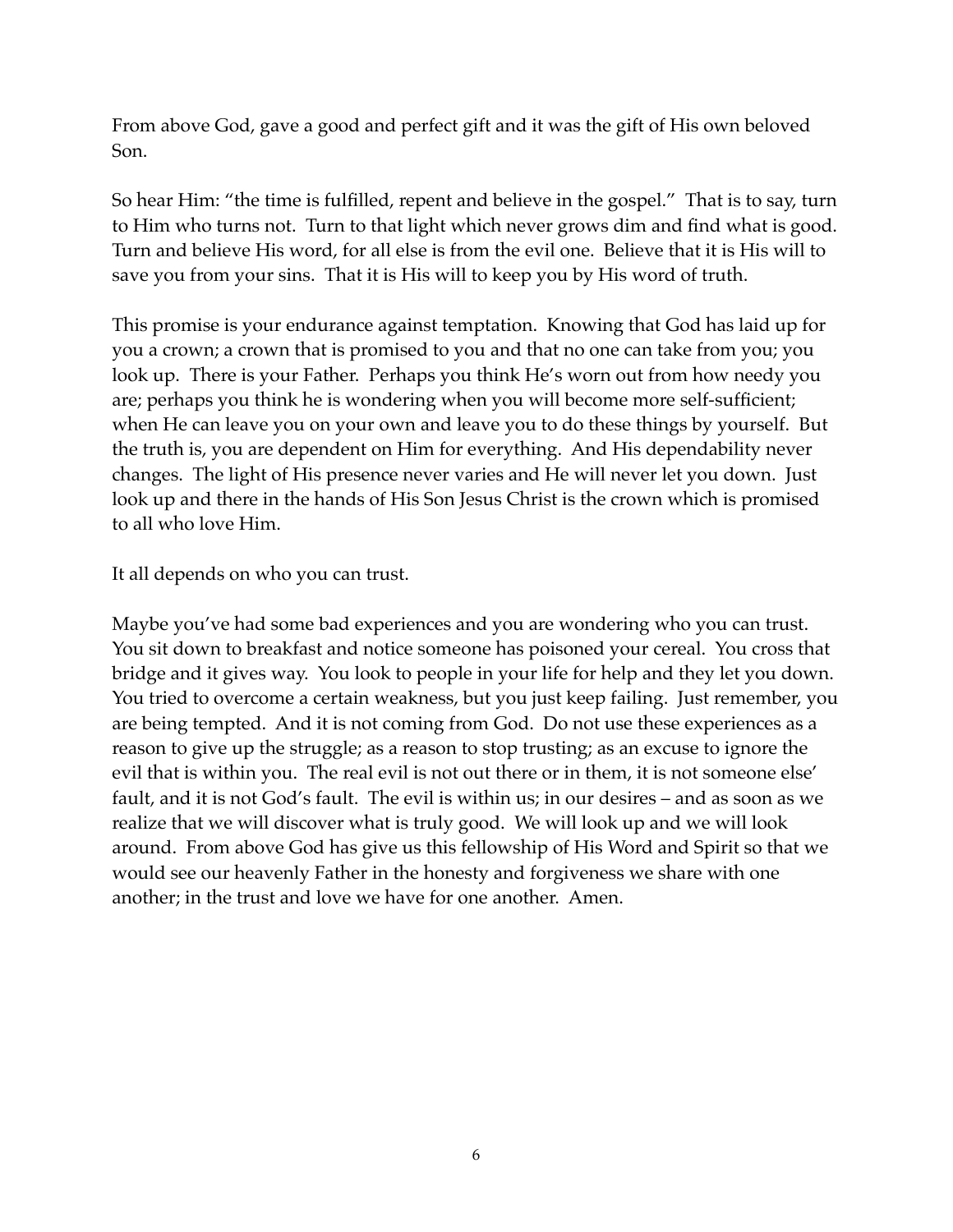From above God, gave a good and perfect gift and it was the gift of His own beloved Son.

So hear Him: "the time is fulfilled, repent and believe in the gospel." That is to say, turn to Him who turns not. Turn to that light which never grows dim and find what is good. Turn and believe His word, for all else is from the evil one. Believe that it is His will to save you from your sins. That it is His will to keep you by His word of truth.

This promise is your endurance against temptation. Knowing that God has laid up for you a crown; a crown that is promised to you and that no one can take from you; you look up. There is your Father. Perhaps you think He's worn out from how needy you are; perhaps you think he is wondering when you will become more self-sufficient; when He can leave you on your own and leave you to do these things by yourself. But the truth is, you are dependent on Him for everything. And His dependability never changes. The light of His presence never varies and He will never let you down. Just look up and there in the hands of His Son Jesus Christ is the crown which is promised to all who love Him.

It all depends on who you can trust.

Maybe you've had some bad experiences and you are wondering who you can trust. You sit down to breakfast and notice someone has poisoned your cereal. You cross that bridge and it gives way. You look to people in your life for help and they let you down. You tried to overcome a certain weakness, but you just keep failing. Just remember, you are being tempted. And it is not coming from God. Do not use these experiences as a reason to give up the struggle; as a reason to stop trusting; as an excuse to ignore the evil that is within you. The real evil is not out there or in them, it is not someone else' fault, and it is not God's fault. The evil is within us; in our desires – and as soon as we realize that we will discover what is truly good. We will look up and we will look around. From above God has give us this fellowship of His Word and Spirit so that we would see our heavenly Father in the honesty and forgiveness we share with one another; in the trust and love we have for one another. Amen.